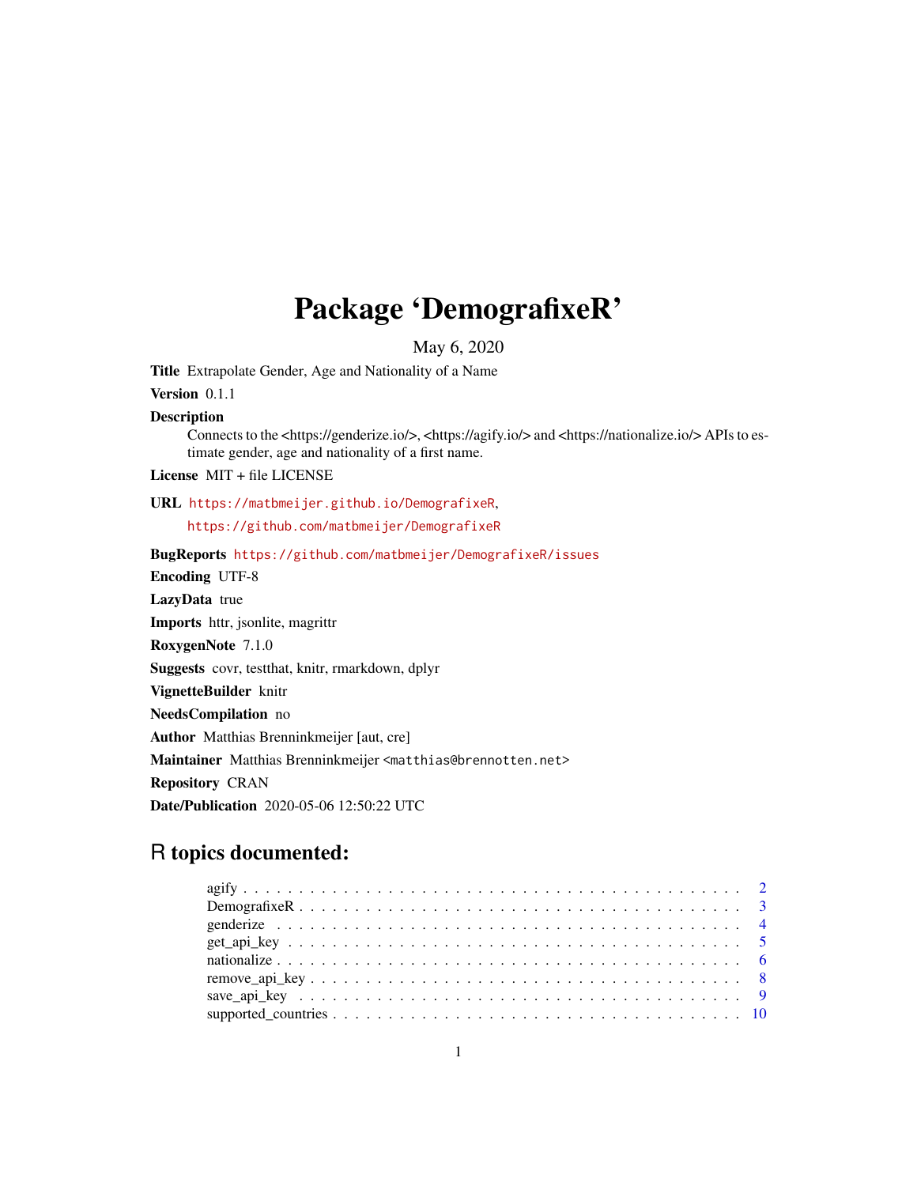# Package 'DemografixeR'

May 6, 2020

**Title** Extrapolate Gender, Age and Nationality of a Name

**Version** 0.1.1

**Description** Connects to the <https://genderize.io/>, <https://agify.io/> and <https://nationalize.io/> APIs to estimate gender, age and nationality of a first name.

**License** MIT + file LICENSE

**URL** https://matbmeijer.github.io/DemografixeR, https://github.com/matbmeijer/DemografixeR

**BugReports** https://github.com/matbmeijer/DemografixeR/issues

**Encoding** UTF-8

**LazyData** true

**Imports** httr, jsonlite, magrittr

**RoxygenNote** 7.1.0

**Suggests** covr, testthat, knitr, rmarkdown, dplyr

**VignetteBuilder** knitr

**NeedsCompilation** no

**Author** Matthias Brenninkmeijer [aut, cre]

**Maintainer** Matthias Brenninkmeijer <matthias@brennotten.net>

**Repository** CRAN

**Date/Publication** 2020-05-06 12:50:22 UTC

## R topics documented:

- agify . . . . . . . . . . . . . . . . . . . . . . . . . . . . . . . . . . . . . . . . . . 2
- DemografixeR . . . . . . . . . . . . . . . . . . . . . . . . . . . . . . . . . . . . . . 3
- genderize . . . . . . . . . . . . . . . . . . . . . . . . . . . . . . . . . . . . . . . . 4
- get_api_key . . . . . . . . . . . . . . . . . . . . . . . . . . . . . . . . . . . . . . 5
- nationalize . . . . . . . . . . . . . . . . . . . . . . . . . . . . . . . . . . . . . . 6
- remove_api_key . . . . . . . . . . . . . . . . . . . . . . . . . . . . . . . . . . . . 8
- save_api_key . . . . . . . . . . . . . . . . . . . . . . . . . . . . . . . . . . . . . 9
- supported_countries . . . . . . . . . . . . . . . . . . . . . . . . . . . . . . . . . . 10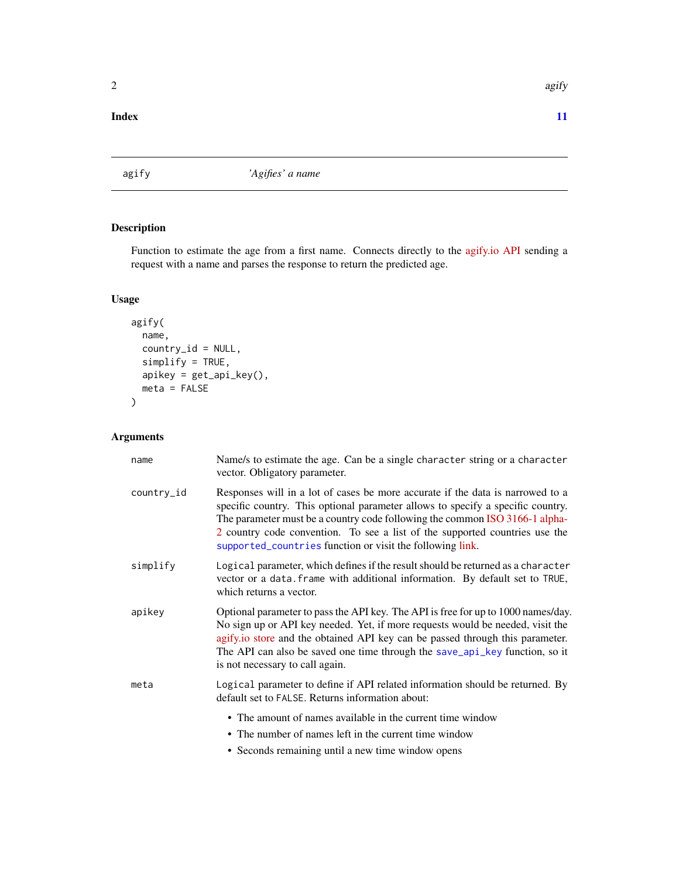**Index** **11**

---

agify *'Agifies' a name*

---

## Description

Function to estimate the age from a first name. Connects directly to the agify.io API sending a request with a name and parses the response to return the predicted age.

## Usage

```
agify(
  name,
  country_id = NULL,
  simplify = TRUE,
  apikey = get_api_key(),
  meta = FALSE
)
```

## Arguments

| | |
|---|---|
| name | Name/s to estimate the age. Can be a single `character` string or a `character` vector. Obligatory parameter. |
| country_id | Responses will in a lot of cases be more accurate if the data is narrowed to a specific country. This optional parameter allows to specify a specific country. The parameter must be a country code following the common ISO 3166-1 alpha-2 country code convention. To see a list of the supported countries use the `supported_countries` function or visit the following link. |
| simplify | `Logical` parameter, which defines if the result should be returned as a `character` vector or a `data.frame` with additional information. By default set to `TRUE`, which returns a vector. |
| apikey | Optional parameter to pass the API key. The API is free for up to 1000 names/day. No sign up or API key needed. Yet, if more requests would be needed, visit the agify.io store and the obtained API key can be passed through this parameter. The API can also be saved one time through the `save_api_key` function, so it is not necessary to call again. |
| meta | `Logical` parameter to define if API related information should be returned. By default set to `FALSE`. Returns information about:<br>• The amount of names available in the current time window<br>• The number of names left in the current time window<br>• Seconds remaining until a new time window opens |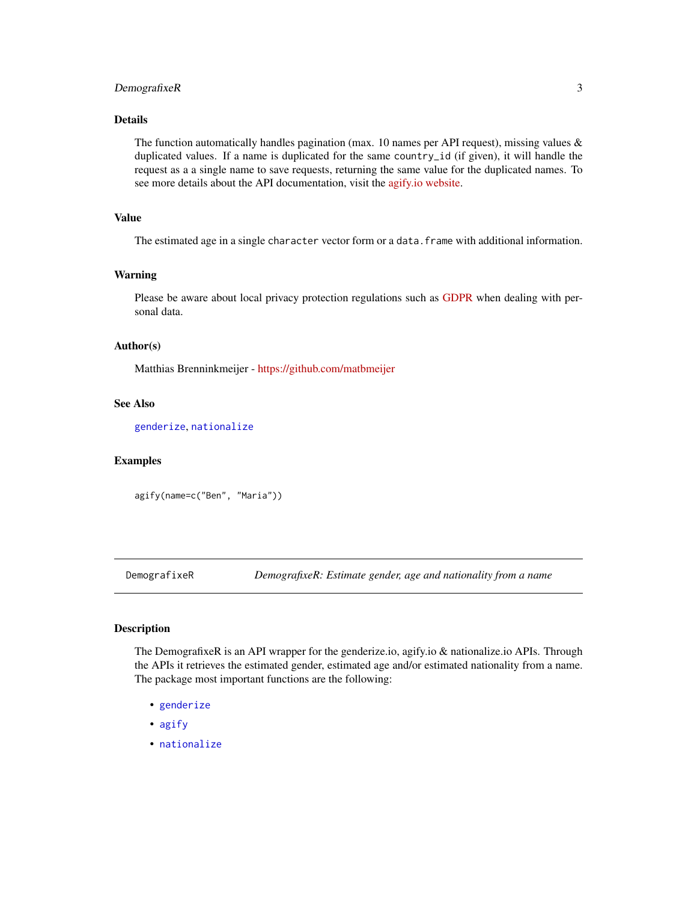## Details

The function automatically handles pagination (max. 10 names per API request), missing values & duplicated values. If a name is duplicated for the same `country_id` (if given), it will handle the request as a a single name to save requests, returning the same value for the duplicated names. To see more details about the API documentation, visit the agify.io website.

## Value

The estimated age in a single `character` vector form or a `data.frame` with additional information.

## Warning

Please be aware about local privacy protection regulations such as GDPR when dealing with personal data.

## Author(s)

Matthias Brenninkmeijer - https://github.com/matbmeijer

## See Also

`genderize`, `nationalize`

## Examples

```
agify(name=c("Ben", "Maria"))
```

---

# DemografixeR — *DemografixeR: Estimate gender, age and nationality from a name*

---

## Description

The DemografixeR is an API wrapper for the genderize.io, agify.io & nationalize.io APIs. Through the APIs it retrieves the estimated gender, estimated age and/or estimated nationality from a name. The package most important functions are the following:

- `genderize`
- `agify`
- `nationalize`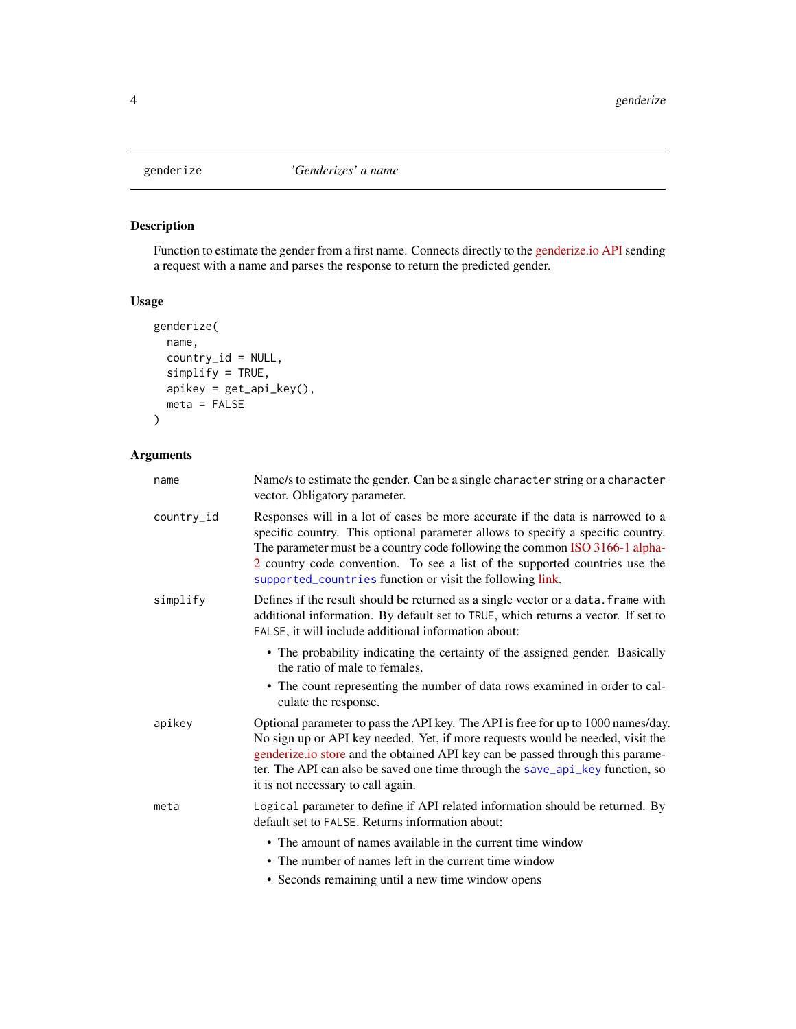`genderize` *'Genderizes' a name*

## Description

Function to estimate the gender from a first name. Connects directly to the genderize.io API sending a request with a name and parses the response to return the predicted gender.

## Usage

```
genderize(
  name,
  country_id = NULL,
  simplify = TRUE,
  apikey = get_api_key(),
  meta = FALSE
)
```

## Arguments

`name` — Name/s to estimate the gender. Can be a single `character` string or a `character` vector. Obligatory parameter.

`country_id` — Responses will in a lot of cases be more accurate if the data is narrowed to a specific country. This optional parameter allows to specify a specific country. The parameter must be a country code following the common ISO 3166-1 alpha-2 country code convention. To see a list of the supported countries use the `supported_countries` function or visit the following link.

`simplify` — Defines if the result should be returned as a single vector or a `data.frame` with additional information. By default set to `TRUE`, which returns a vector. If set to `FALSE`, it will include additional information about:

- The probability indicating the certainty of the assigned gender. Basically the ratio of male to females.
- The count representing the number of data rows examined in order to calculate the response.

`apikey` — Optional parameter to pass the API key. The API is free for up to 1000 names/day. No sign up or API key needed. Yet, if more requests would be needed, visit the genderize.io store and the obtained API key can be passed through this parameter. The API can also be saved one time through the `save_api_key` function, so it is not necessary to call again.

`meta` — `Logical` parameter to define if API related information should be returned. By default set to `FALSE`. Returns information about:

- The amount of names available in the current time window
- The number of names left in the current time window
- Seconds remaining until a new time window opens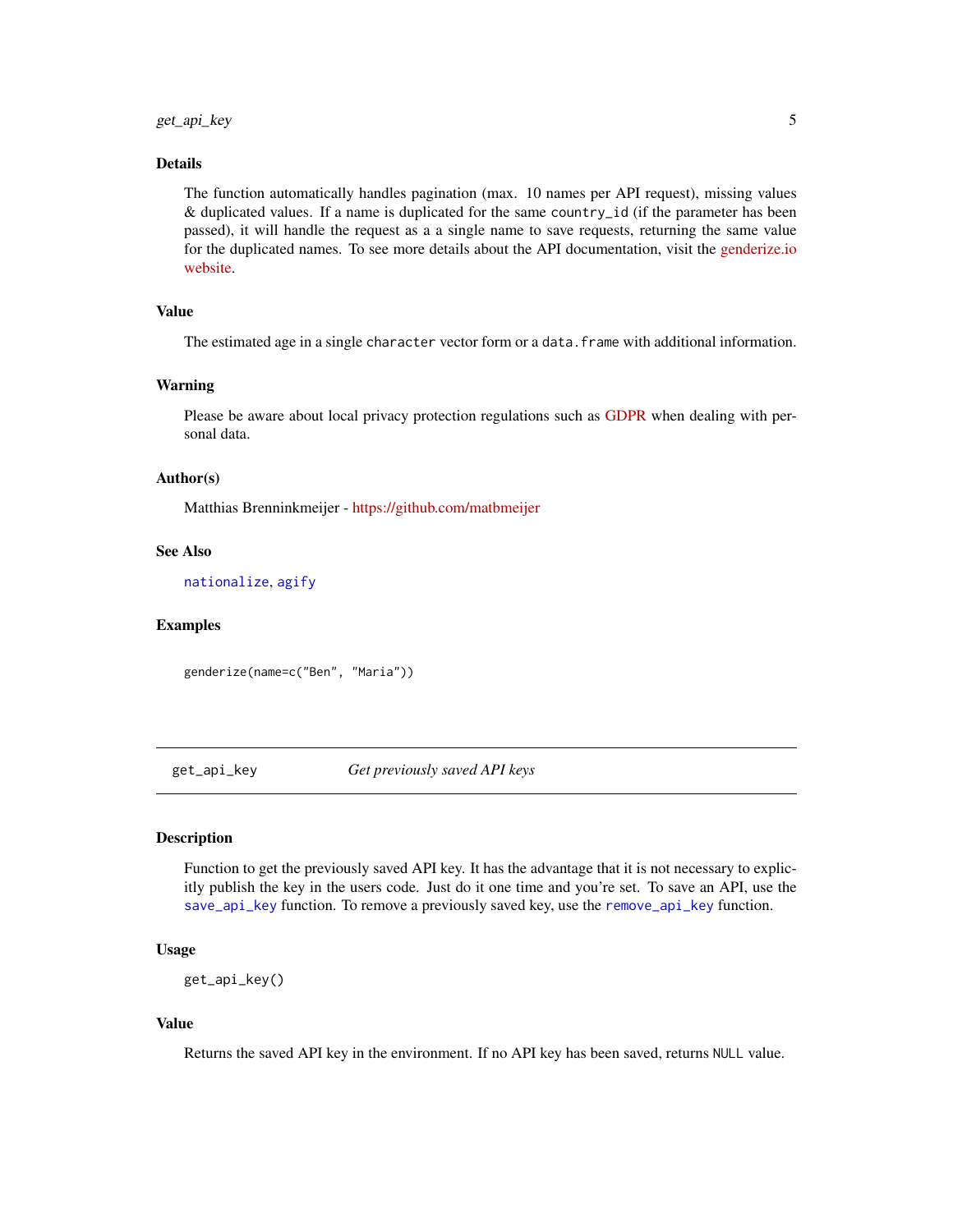### Details

The function automatically handles pagination (max. 10 names per API request), missing values & duplicated values. If a name is duplicated for the same `country_id` (if the parameter has been passed), it will handle the request as a a single name to save requests, returning the same value for the duplicated names. To see more details about the API documentation, visit the genderize.io website.

### Value

The estimated age in a single `character` vector form or a `data.frame` with additional information.

### Warning

Please be aware about local privacy protection regulations such as GDPR when dealing with personal data.

### Author(s)

Matthias Brenninkmeijer - https://github.com/matbmeijer

### See Also

`nationalize`, `agify`

### Examples

```
genderize(name=c("Ben", "Maria"))
```

---

## `get_api_key` *Get previously saved API keys*

---

### Description

Function to get the previously saved API key. It has the advantage that it is not necessary to explicitly publish the key in the users code. Just do it one time and you're set. To save an API, use the `save_api_key` function. To remove a previously saved key, use the `remove_api_key` function.

### Usage

```
get_api_key()
```

### Value

Returns the saved API key in the environment. If no API key has been saved, returns `NULL` value.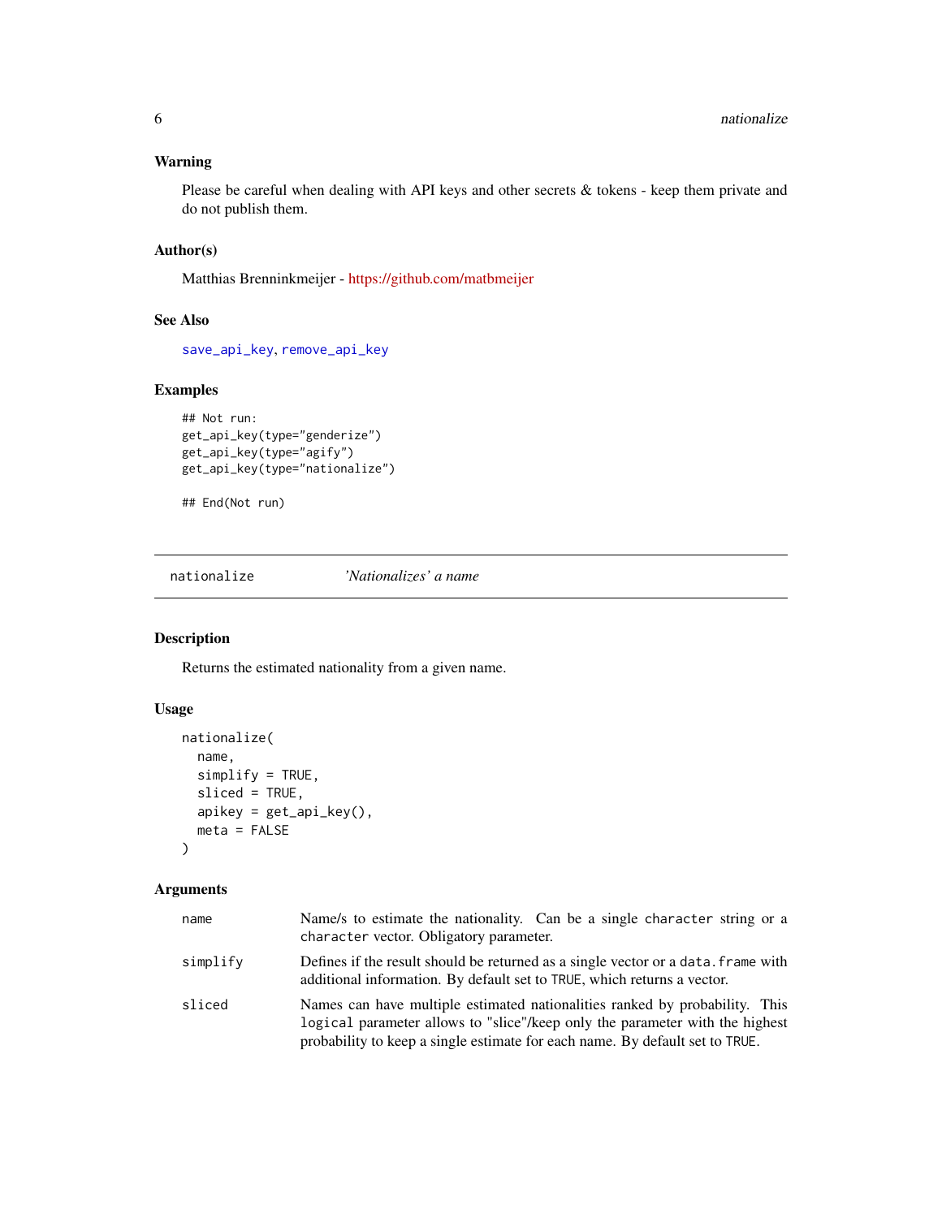### Warning

Please be careful when dealing with API keys and other secrets & tokens - keep them private and do not publish them.

### Author(s)

Matthias Brenninkmeijer - https://github.com/matbmeijer

### See Also

`save_api_key`, `remove_api_key`

### Examples

```
## Not run:
get_api_key(type="genderize")
get_api_key(type="agify")
get_api_key(type="nationalize")

## End(Not run)
```

---

## nationalize — *'Nationalizes' a name*

---

### Description

Returns the estimated nationality from a given name.

### Usage

```
nationalize(
  name,
  simplify = TRUE,
  sliced = TRUE,
  apikey = get_api_key(),
  meta = FALSE
)
```

### Arguments

| | |
|---|---|
| `name` | Name/s to estimate the nationality. Can be a single `character` string or a `character` vector. Obligatory parameter. |
| `simplify` | Defines if the result should be returned as a single vector or a `data.frame` with additional information. By default set to `TRUE`, which returns a vector. |
| `sliced` | Names can have multiple estimated nationalities ranked by probability. This `logical` parameter allows to "slice"/keep only the parameter with the highest probability to keep a single estimate for each name. By default set to `TRUE`. |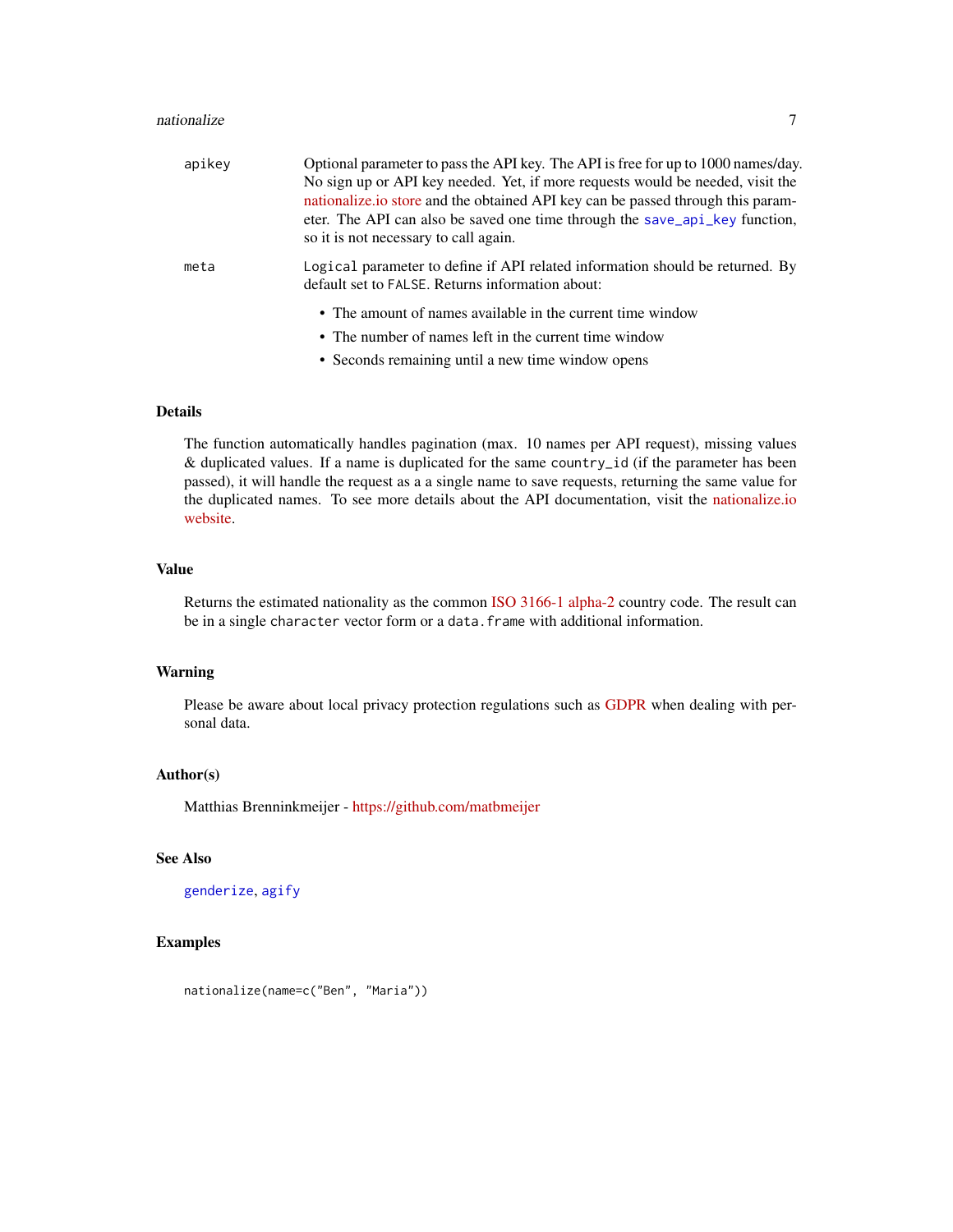| | |
|---|---|
| apikey | Optional parameter to pass the API key. The API is free for up to 1000 names/day. No sign up or API key needed. Yet, if more requests would be needed, visit the nationalize.io store and the obtained API key can be passed through this parameter. The API can also be saved one time through the save_api_key function, so it is not necessary to call again. |
| meta | Logical parameter to define if API related information should be returned. By default set to FALSE. Returns information about:<br>• The amount of names available in the current time window<br>• The number of names left in the current time window<br>• Seconds remaining until a new time window opens |

## Details

The function automatically handles pagination (max. 10 names per API request), missing values & duplicated values. If a name is duplicated for the same country_id (if the parameter has been passed), it will handle the request as a a single name to save requests, returning the same value for the duplicated names. To see more details about the API documentation, visit the nationalize.io website.

## Value

Returns the estimated nationality as the common ISO 3166-1 alpha-2 country code. The result can be in a single character vector form or a data.frame with additional information.

## Warning

Please be aware about local privacy protection regulations such as GDPR when dealing with personal data.

## Author(s)

Matthias Brenninkmeijer - https://github.com/matbmeijer

## See Also

genderize, agify

## Examples

```
nationalize(name=c("Ben", "Maria"))
```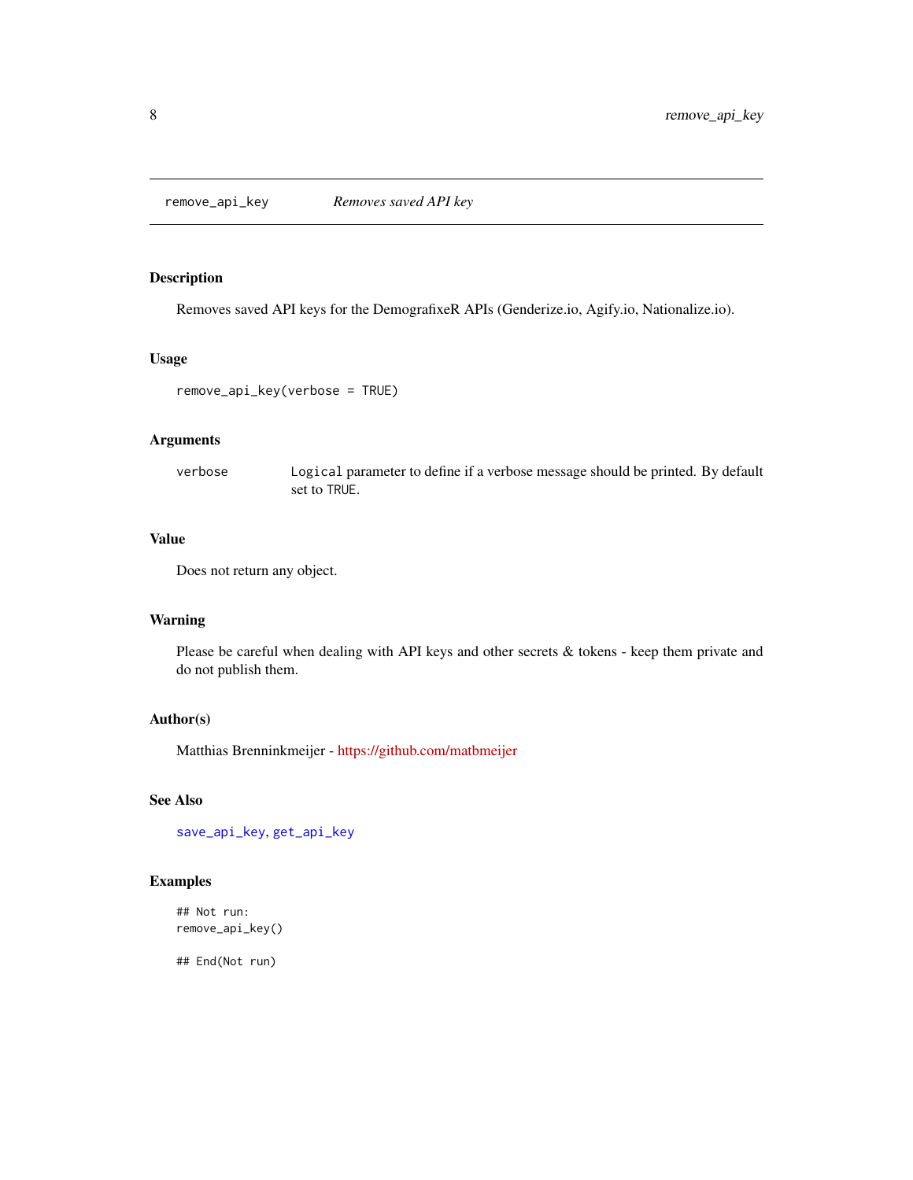# remove_api_key — *Removes saved API key*

## Description

Removes saved API keys for the DemografixeR APIs (Genderize.io, Agify.io, Nationalize.io).

## Usage

```
remove_api_key(verbose = TRUE)
```

## Arguments

| | |
|---|---|
| verbose | `Logical` parameter to define if a verbose message should be printed. By default set to `TRUE`. |

## Value

Does not return any object.

## Warning

Please be careful when dealing with API keys and other secrets & tokens - keep them private and do not publish them.

## Author(s)

Matthias Brenninkmeijer - https://github.com/matbmeijer

## See Also

`save_api_key`, `get_api_key`

## Examples

```
## Not run:
remove_api_key()

## End(Not run)
```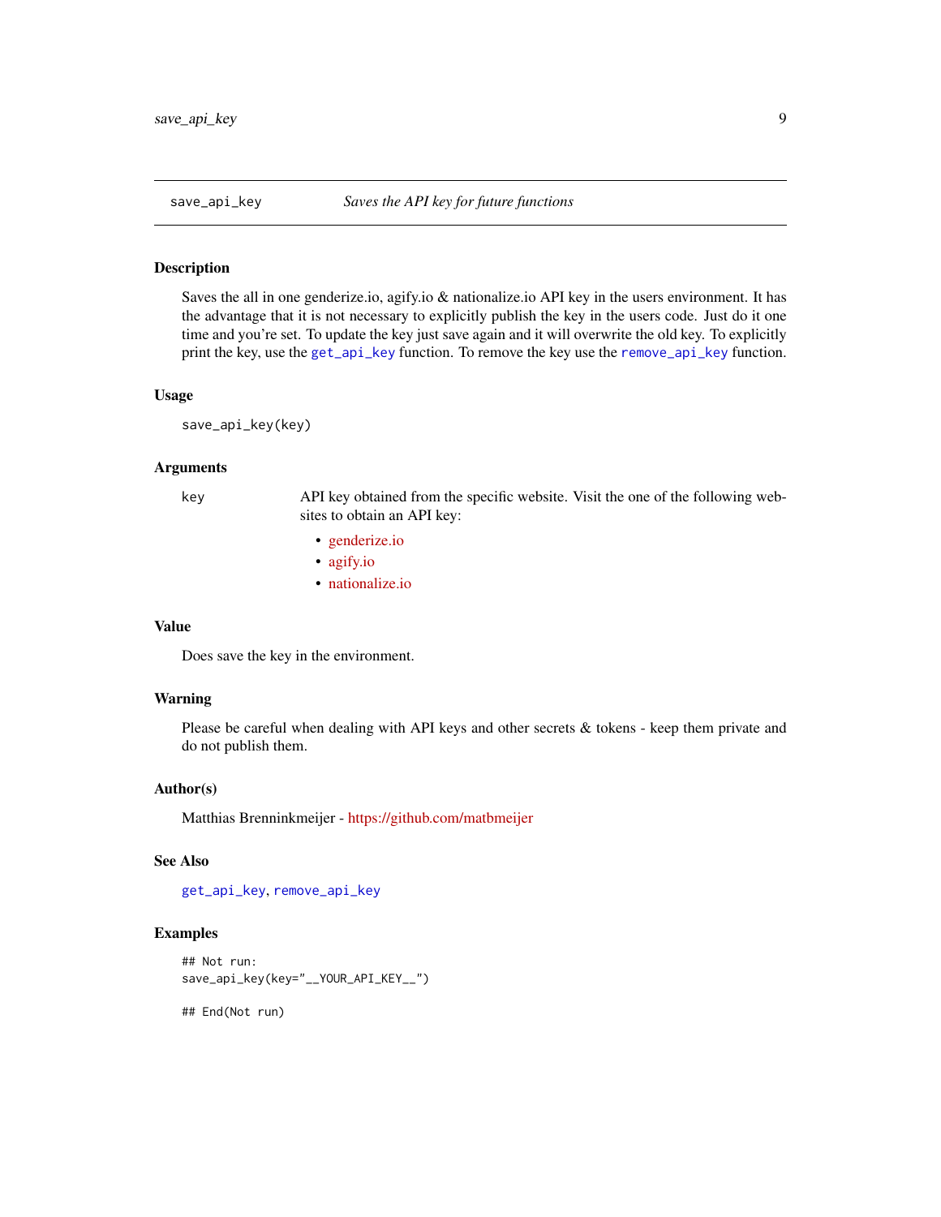# save_api_key — *Saves the API key for future functions*

## Description

Saves the all in one genderize.io, agify.io & nationalize.io API key in the users environment. It has the advantage that it is not necessary to explicitly publish the key in the users code. Just do it one time and you're set. To update the key just save again and it will overwrite the old key. To explicitly print the key, use the `get_api_key` function. To remove the key use the `remove_api_key` function.

## Usage

```
save_api_key(key)
```

## Arguments

| | |
|---|---|
| `key` | API key obtained from the specific website. Visit the one of the following websites to obtain an API key:<br>• genderize.io<br>• agify.io<br>• nationalize.io |

## Value

Does save the key in the environment.

## Warning

Please be careful when dealing with API keys and other secrets & tokens - keep them private and do not publish them.

## Author(s)

Matthias Brenninkmeijer - https://github.com/matbmeijer

## See Also

`get_api_key`, `remove_api_key`

## Examples

```
## Not run:
save_api_key(key="__YOUR_API_KEY__")

## End(Not run)
```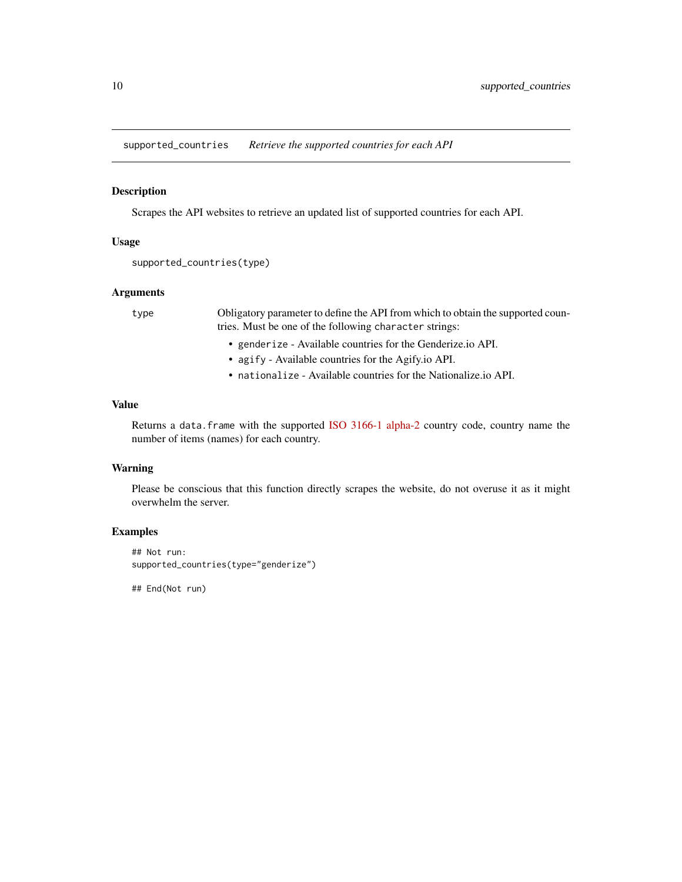## supported_countries *Retrieve the supported countries for each API*

### Description

Scrapes the API websites to retrieve an updated list of supported countries for each API.

### Usage

```
supported_countries(type)
```

### Arguments

| | |
|---|---|
| `type` | Obligatory parameter to define the API from which to obtain the supported countries. Must be one of the following `character` strings:<br>• `genderize` - Available countries for the Genderize.io API.<br>• `agify` - Available countries for the Agify.io API.<br>• `nationalize` - Available countries for the Nationalize.io API. |

### Value

Returns a `data.frame` with the supported ISO 3166-1 alpha-2 country code, country name the number of items (names) for each country.

### Warning

Please be conscious that this function directly scrapes the website, do not overuse it as it might overwhelm the server.

### Examples

```
## Not run:
supported_countries(type="genderize")

## End(Not run)
```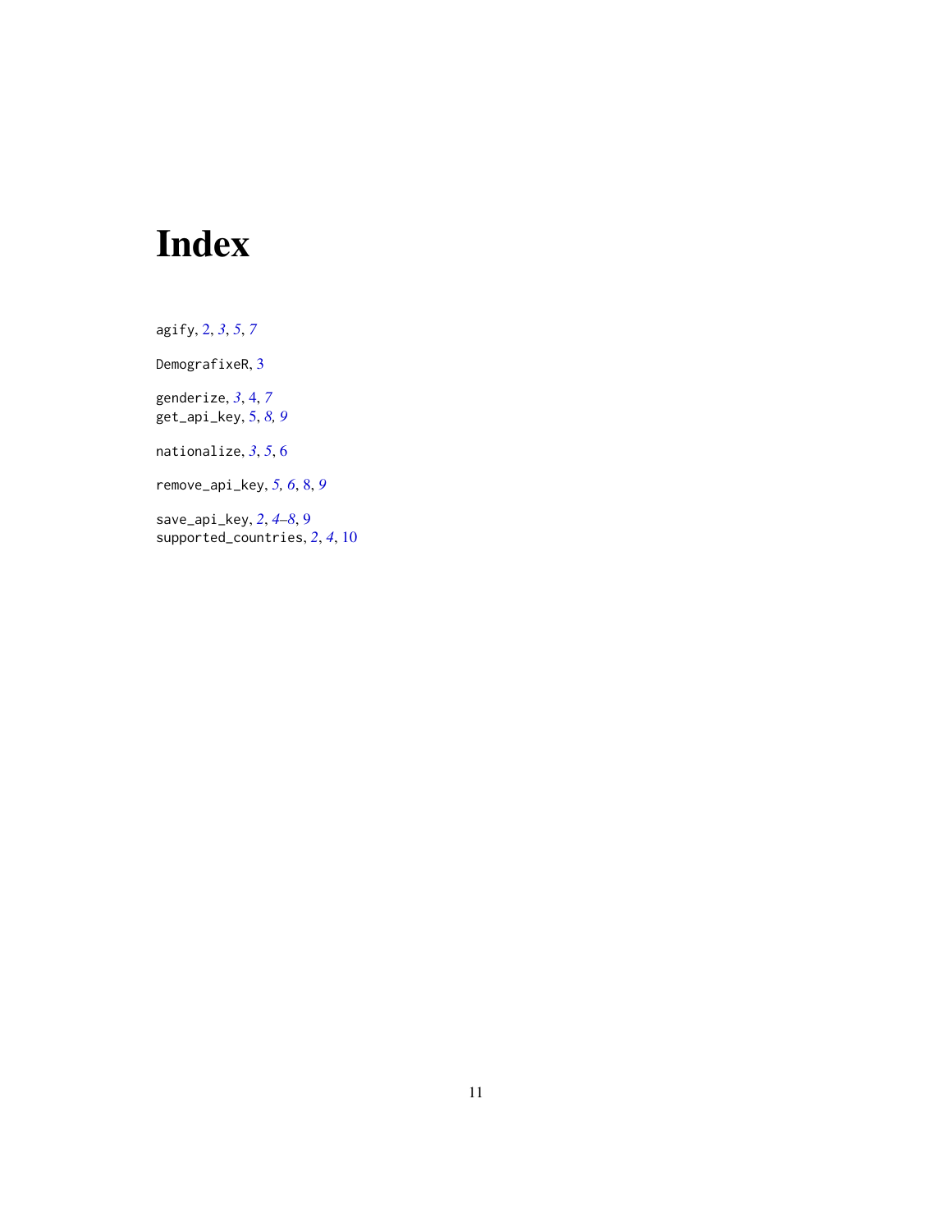# Index

agify, 2, *3*, *5*, *7*

DemografixeR, 3

genderize, *3*, 4, *7*
get_api_key, 5, *8, 9*

nationalize, *3*, *5*, 6

remove_api_key, *5, 6*, 8, *9*

save_api_key, *2*, *4–8*, 9
supported_countries, *2*, *4*, 10